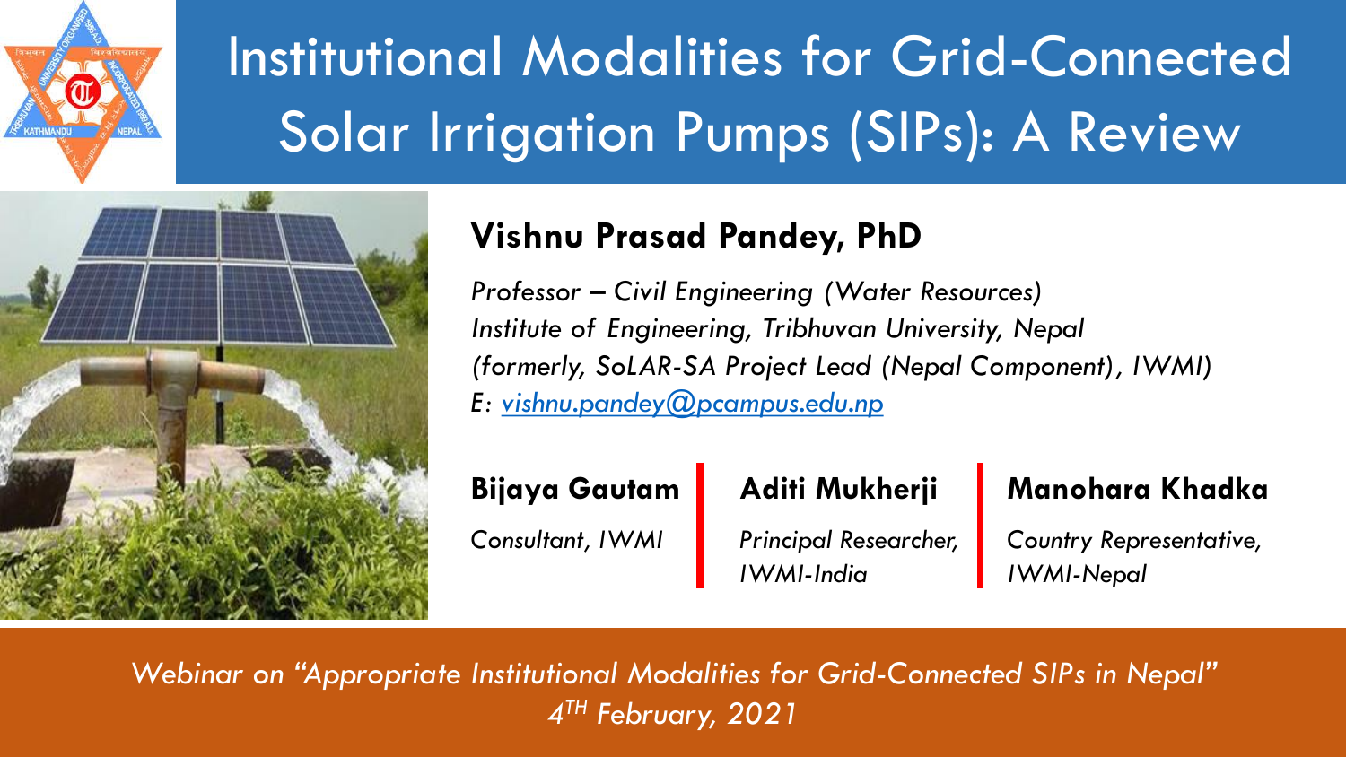# Institutional Modalities for Grid-Connected Solar Irrigation Pumps (SIPs): A Review

**Vishnu Prasad Pandey, PhD**

*Professor – Civil Engineering (Water Resources)*
*Institute of Engineering, Tribhuvan University, Nepal*
*(formerly, SoLAR-SA Project Lead (Nepal Component), IWMI)*
*E: vishnu.pandey@pcampus.edu.np*

**Bijaya Gautam**
*Consultant, IWMI*

**Aditi Mukherji**
*Principal Researcher, IWMI-India*

**Manohara Khadka**
*Country Representative, IWMI-Nepal*

*Webinar on "Appropriate Institutional Modalities for Grid-Connected SIPs in Nepal"*
*4TH February, 2021*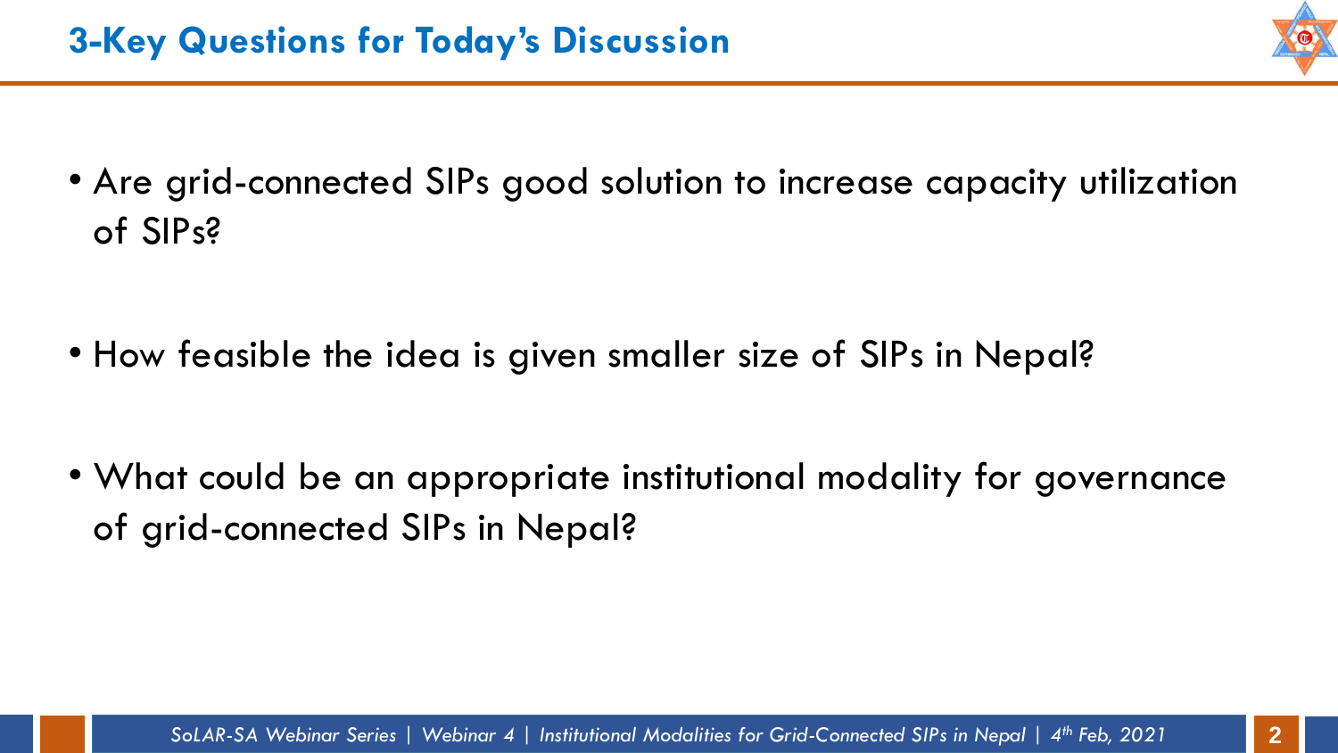## 3-Key Questions for Today's Discussion

- Are grid-connected SIPs good solution to increase capacity utilization of SIPs?
- How feasible the idea is given smaller size of SIPs in Nepal?
- What could be an appropriate institutional modality for governance of grid-connected SIPs in Nepal?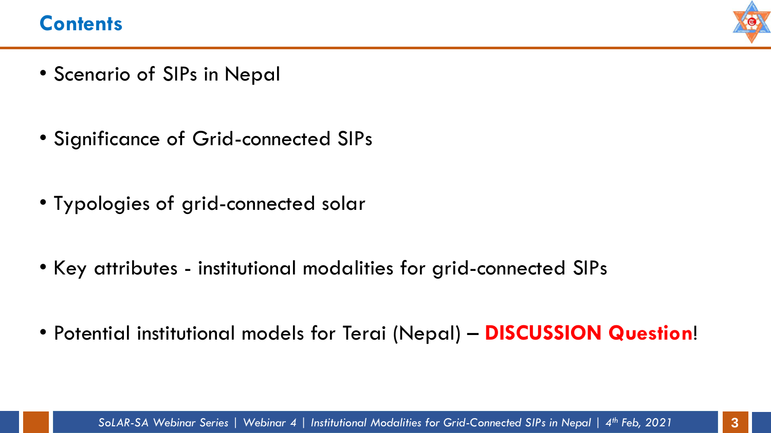# Contents

- Scenario of SIPs in Nepal
- Significance of Grid-connected SIPs
- Typologies of grid-connected solar
- Key attributes - institutional modalities for grid-connected SIPs
- Potential institutional models for Terai (Nepal) – **DISCUSSION Question**!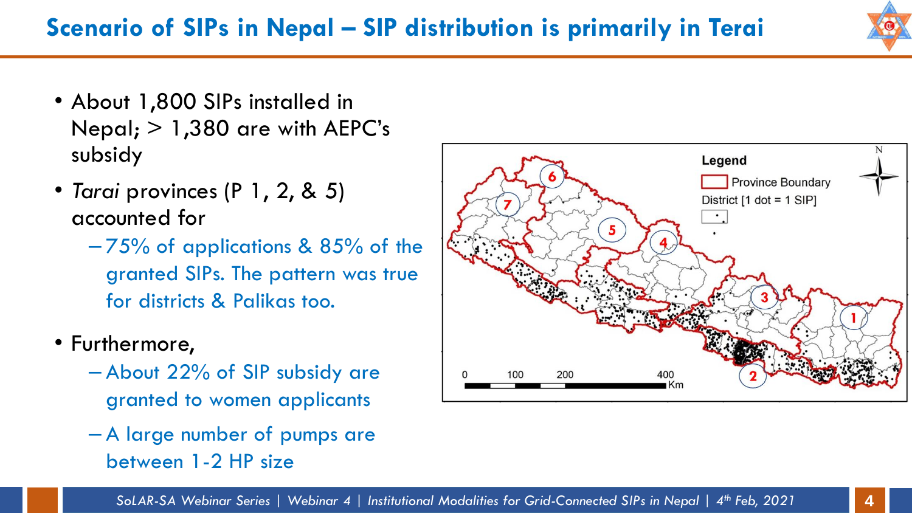# Scenario of SIPs in Nepal – SIP distribution is primarily in Terai

- About 1,800 SIPs installed in Nepal; > 1,380 are with AEPC's subsidy
- *Tarai* provinces (P 1, 2, & 5) accounted for
  - 75% of applications & 85% of the granted SIPs. The pattern was true for districts & Palikas too.
- Furthermore,
  - About 22% of SIP subsidy are granted to women applicants
  - A large number of pumps are between 1-2 HP size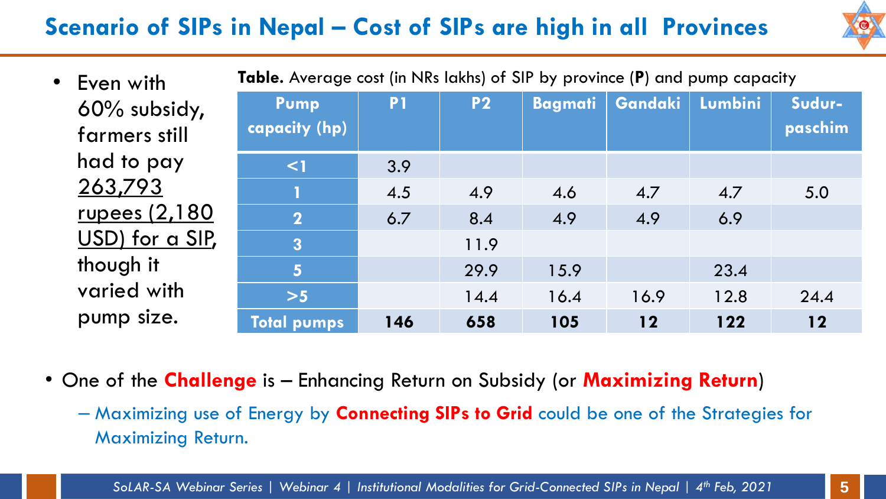# Scenario of SIPs in Nepal – Cost of SIPs are high in all Provinces

- Even with 60% subsidy, farmers still had to pay 263,793 rupees (2,180 USD) for a SIP, though it varied with pump size.

**Table.** Average cost (in NRs lakhs) of SIP by province (**P**) and pump capacity

| Pump capacity (hp) | P1 | P2 | Bagmati | Gandaki | Lumbini | Sudur-paschim |
|---|---|---|---|---|---|---|
| <1 | 3.9 | | | | | |
| 1 | 4.5 | 4.9 | 4.6 | 4.7 | 4.7 | 5.0 |
| 2 | 6.7 | 8.4 | 4.9 | 4.9 | 6.9 | |
| 3 | | 11.9 | | | | |
| 5 | | 29.9 | 15.9 | | 23.4 | |
| >5 | | 14.4 | 16.4 | 16.9 | 12.8 | 24.4 |
| **Total pumps** | **146** | **658** | **105** | **12** | **122** | **12** |

- One of the **Challenge** is – Enhancing Return on Subsidy (or **Maximizing Return**)
  - Maximizing use of Energy by **Connecting SIPs to Grid** could be one of the Strategies for Maximizing Return.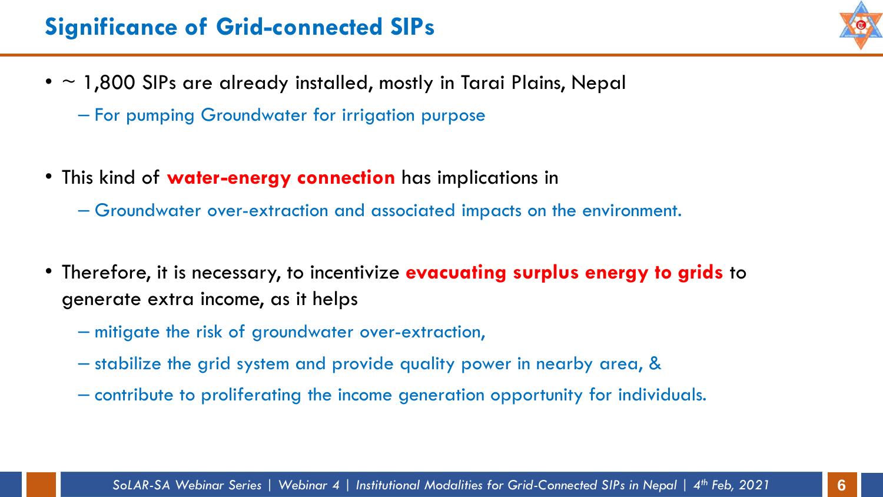# Significance of Grid-connected SIPs

- ~ 1,800 SIPs are already installed, mostly in Tarai Plains, Nepal
  - For pumping Groundwater for irrigation purpose
- This kind of **water-energy connection** has implications in
  - Groundwater over-extraction and associated impacts on the environment.
- Therefore, it is necessary, to incentivize **evacuating surplus energy to grids** to generate extra income, as it helps
  - mitigate the risk of groundwater over-extraction,
  - stabilize the grid system and provide quality power in nearby area, &
  - contribute to proliferating the income generation opportunity for individuals.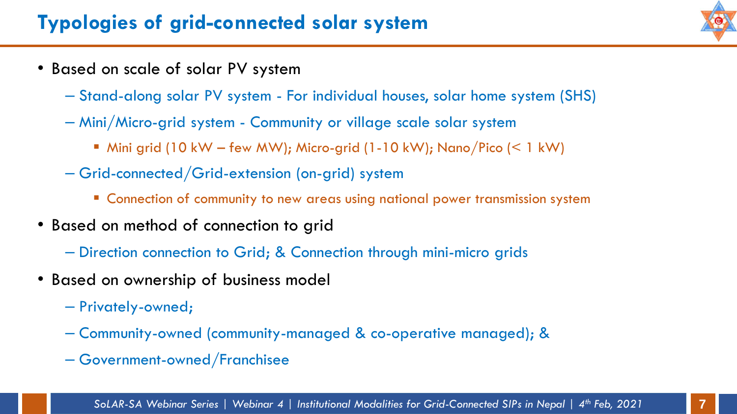# Typologies of grid-connected solar system

- Based on scale of solar PV system
  - Stand-along solar PV system - For individual houses, solar home system (SHS)
  - Mini/Micro-grid system - Community or village scale solar system
    - Mini grid (10 kW – few MW); Micro-grid (1-10 kW); Nano/Pico (< 1 kW)
  - Grid-connected/Grid-extension (on-grid) system
    - Connection of community to new areas using national power transmission system
- Based on method of connection to grid
  - Direction connection to Grid; & Connection through mini-micro grids
- Based on ownership of business model
  - Privately-owned;
  - Community-owned (community-managed & co-operative managed); &
  - Government-owned/Franchisee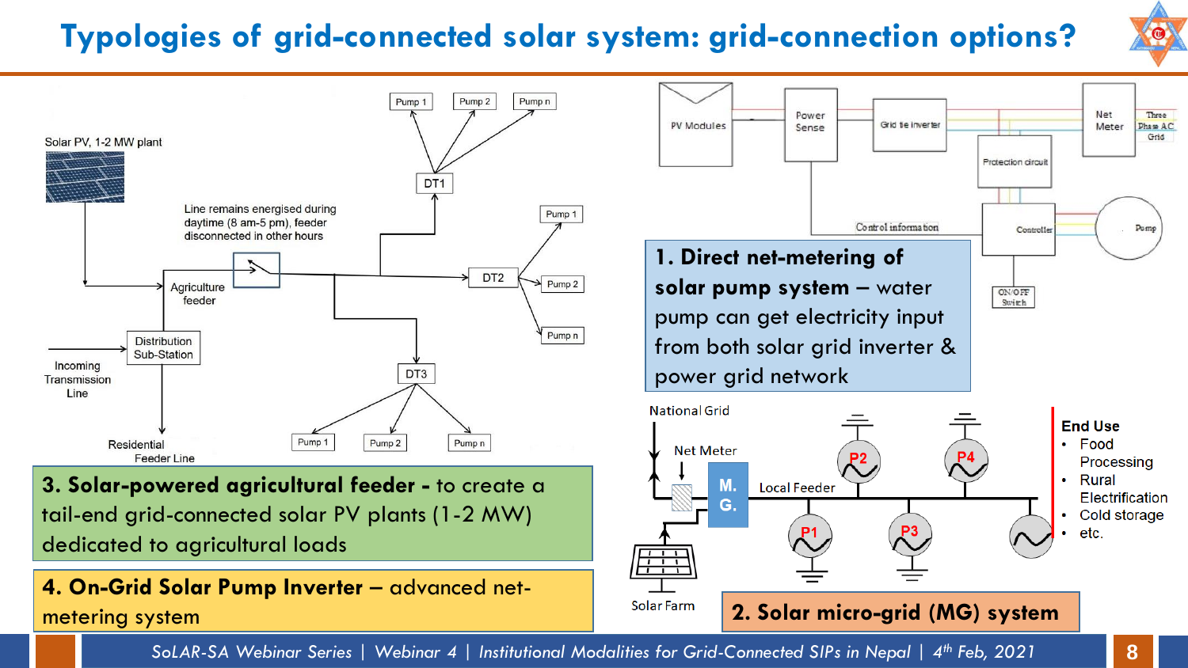# Typologies of grid-connected solar system: grid-connection options?

Solar PV, 1-2 MW plant

Line remains energised during daytime (8 am-5 pm), feeder disconnected in other hours

Agriculture feeder

Distribution Sub-Station

Incoming Transmission Line

Residential Feeder Line

DT1, DT2, DT3

Pump 1, Pump 2, Pump n

**3. Solar-powered agricultural feeder -** to create a tail-end grid-connected solar PV plants (1-2 MW) dedicated to agricultural loads

**4. On-Grid Solar Pump Inverter** – advanced net-metering system

PV Modules | Power Sense | Grid tie inverter | Net Meter | Three Phase AC Grid | Protection circuit | Control information | Controller | Pump | ON/OFF Switch

**1. Direct net-metering of solar pump system** – water pump can get electricity input from both solar grid inverter & power grid network

National Grid | Net Meter | M. G. | Local Feeder | P1 | P2 | P3 | P4 | Solar Farm

**End Use**

- Food Processing
- Rural Electrification
- Cold storage
- etc.

**2. Solar micro-grid (MG) system**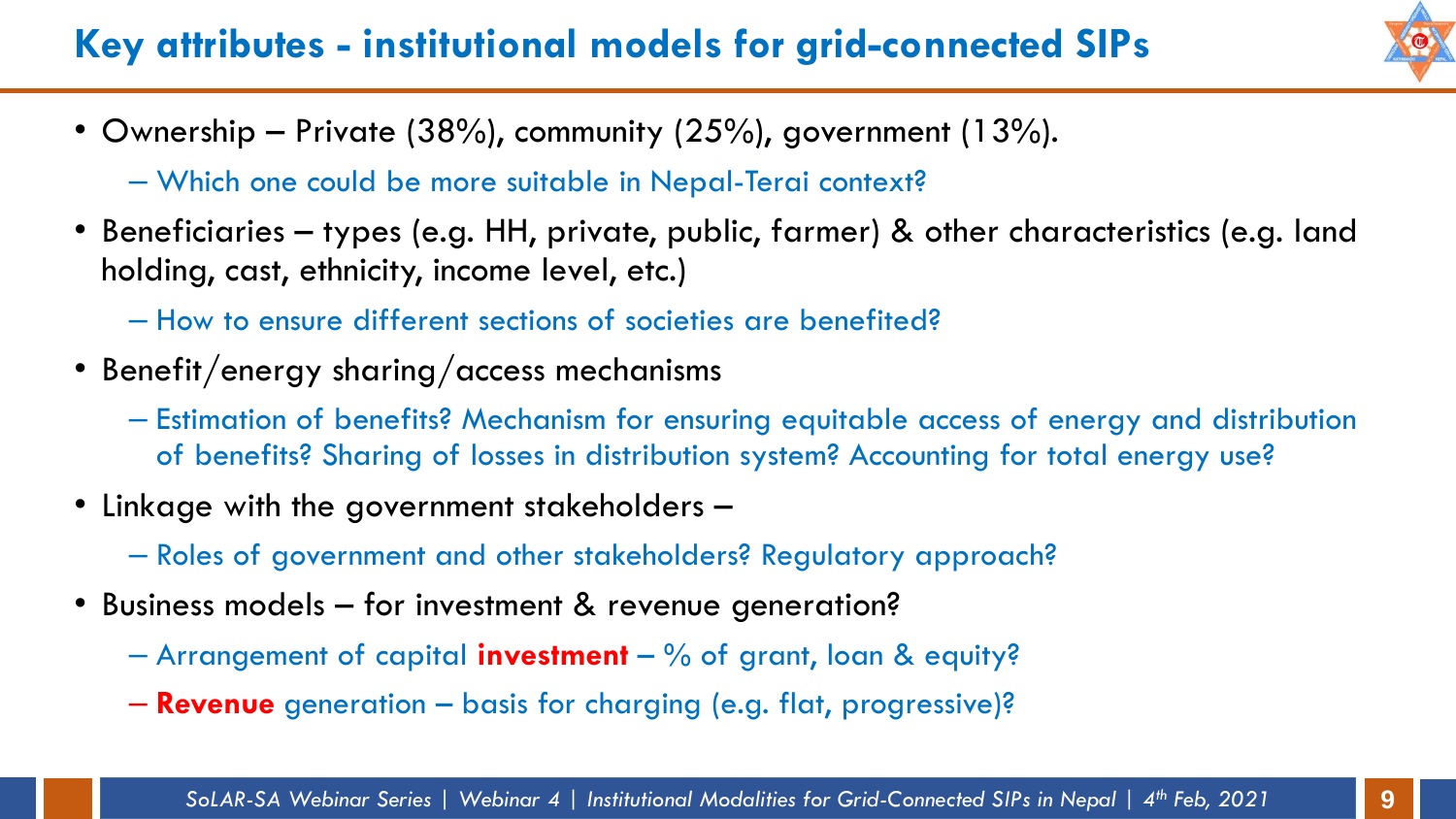# Key attributes - institutional models for grid-connected SIPs

- Ownership – Private (38%), community (25%), government (13%).
  - Which one could be more suitable in Nepal-Terai context?
- Beneficiaries – types (e.g. HH, private, public, farmer) & other characteristics (e.g. land holding, cast, ethnicity, income level, etc.)
  - How to ensure different sections of societies are benefited?
- Benefit/energy sharing/access mechanisms
  - Estimation of benefits? Mechanism for ensuring equitable access of energy and distribution of benefits? Sharing of losses in distribution system? Accounting for total energy use?
- Linkage with the government stakeholders –
  - Roles of government and other stakeholders? Regulatory approach?
- Business models – for investment & revenue generation?
  - Arrangement of capital **investment** – % of grant, loan & equity?
  - **Revenue** generation – basis for charging (e.g. flat, progressive)?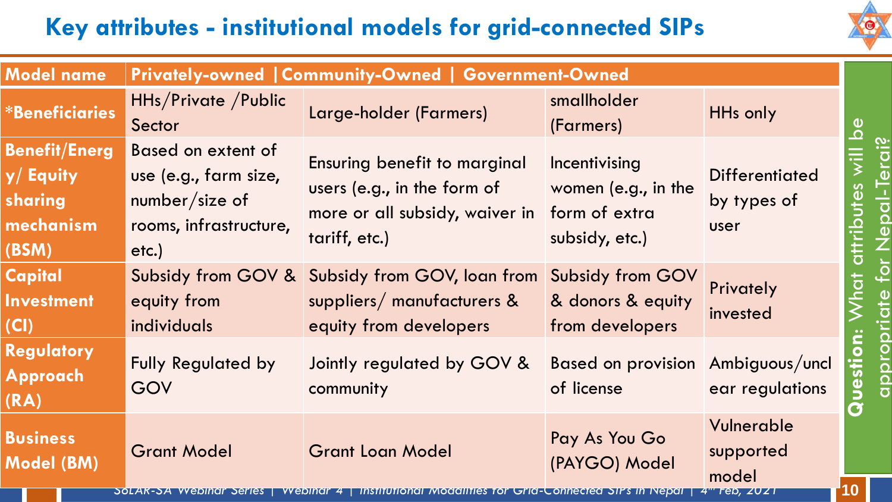# Key attributes - institutional models for grid-connected SIPs

| Model name | Privately-owned | Community-Owned | Government-Owned | |
|---|---|---|---|---|
| *Beneficiaries | HHs/Private /Public Sector | Large-holder (Farmers) | smallholder (Farmers) | HHs only |
| Benefit/Energy/ Equity sharing mechanism (BSM) | Based on extent of use (e.g., farm size, number/size of rooms, infrastructure, etc.) | Ensuring benefit to marginal users (e.g., in the form of more or all subsidy, waiver in tariff, etc.) | Incentivising women (e.g., in the form of extra subsidy, etc.) | Differentiated by types of user |
| Capital Investment (CI) | Subsidy from GOV & equity from individuals | Subsidy from GOV, loan from suppliers/ manufacturers & equity from developers | Subsidy from GOV & donors & equity from developers | Privately invested |
| Regulatory Approach (RA) | Fully Regulated by GOV | Jointly regulated by GOV & community | Based on provision of license | Ambiguous/unclear regulations |
| Business Model (BM) | Grant Model | Grant Loan Model | Pay As You Go (PAYGO) Model | Vulnerable supported model |

**Question:** What attributes will be appropriate for Nepal-Terai?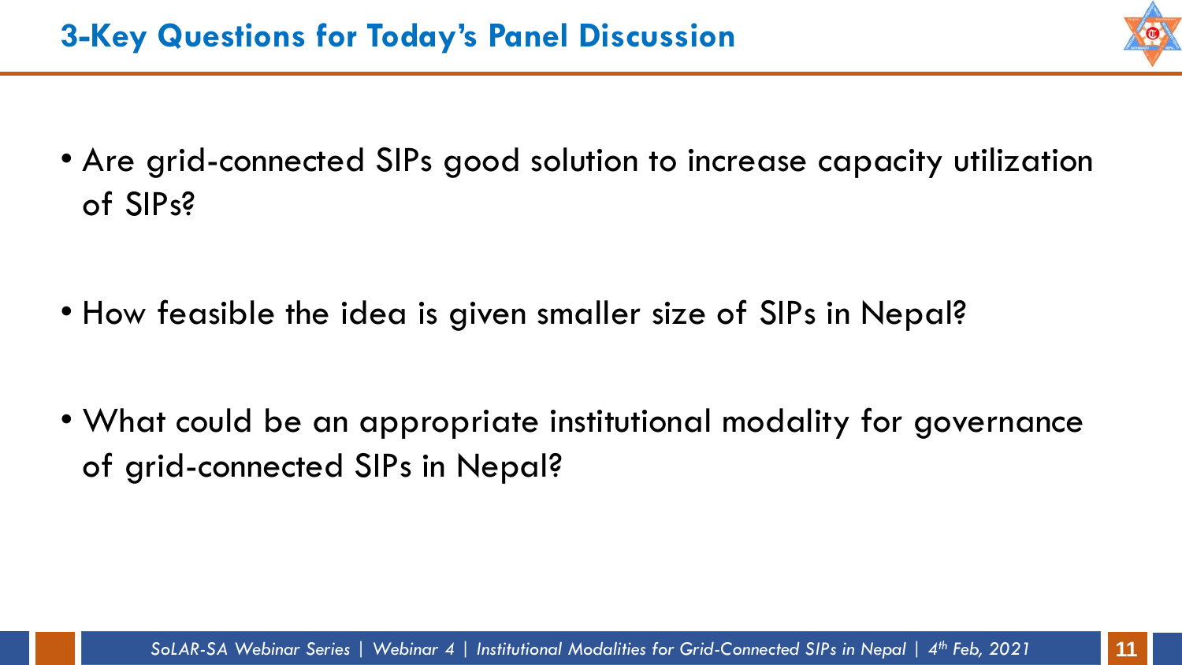# 3-Key Questions for Today's Panel Discussion

- Are grid-connected SIPs good solution to increase capacity utilization of SIPs?
- How feasible the idea is given smaller size of SIPs in Nepal?
- What could be an appropriate institutional modality for governance of grid-connected SIPs in Nepal?